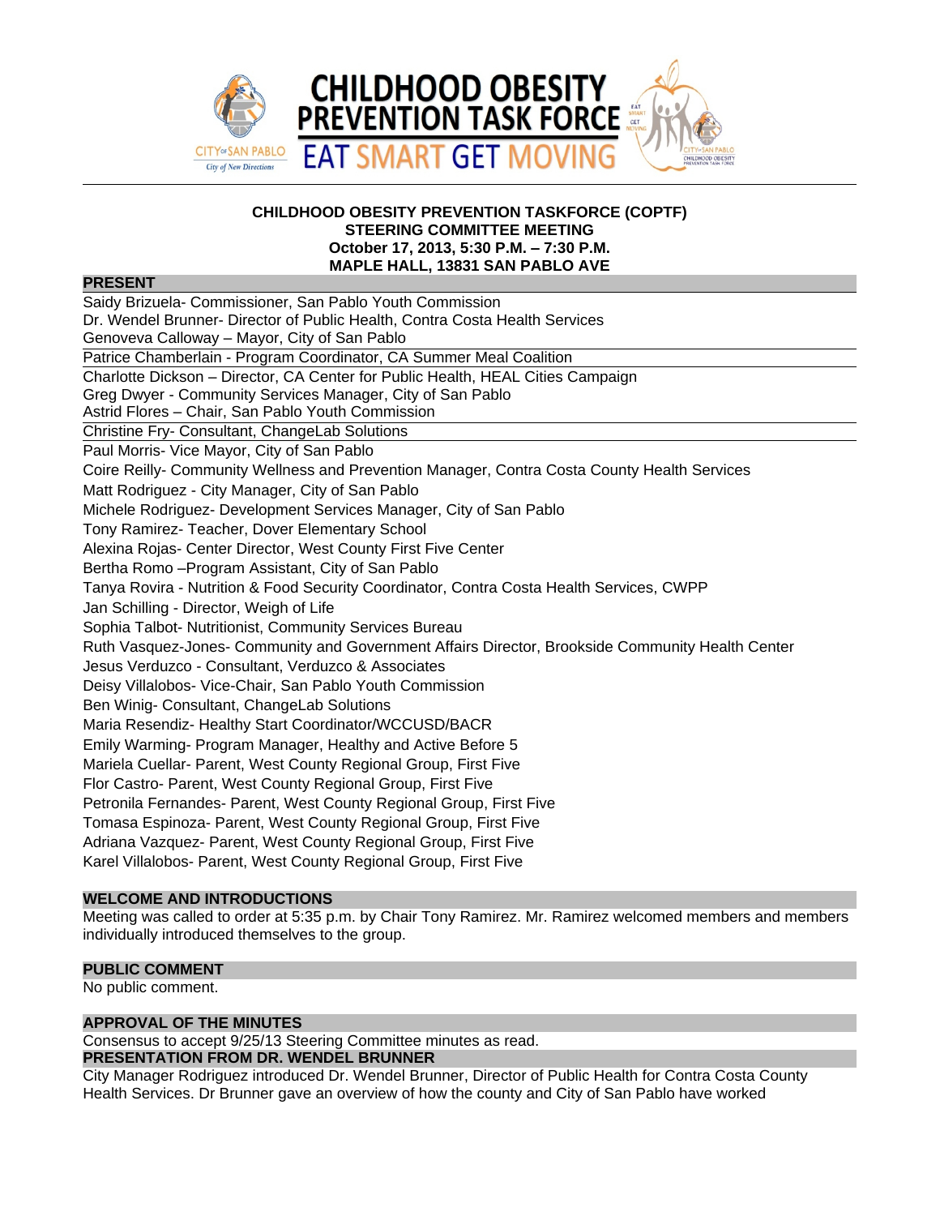# CHILDHOOD OBESITY PREVENTION TASK FORCE

## EAT SMART GET MOVING

**CHILDHOOD OBESITY PREVENTION TASKFORCE (COPTF)**
**STEERING COMMITTEE MEETING**
**October 17, 2013, 5:30 P.M. – 7:30 P.M.**
**MAPLE HALL, 13831 SAN PABLO AVE**

### PRESENT

Saidy Brizuela- Commissioner, San Pablo Youth Commission
Dr. Wendel Brunner- Director of Public Health, Contra Costa Health Services
Genoveva Calloway – Mayor, City of San Pablo
Patrice Chamberlain - Program Coordinator, CA Summer Meal Coalition
Charlotte Dickson – Director, CA Center for Public Health, HEAL Cities Campaign
Greg Dwyer - Community Services Manager, City of San Pablo
Astrid Flores – Chair, San Pablo Youth Commission
Christine Fry- Consultant, ChangeLab Solutions
Paul Morris- Vice Mayor, City of San Pablo
Coire Reilly- Community Wellness and Prevention Manager, Contra Costa County Health Services
Matt Rodriguez - City Manager, City of San Pablo
Michele Rodriguez- Development Services Manager, City of San Pablo
Tony Ramirez- Teacher, Dover Elementary School
Alexina Rojas- Center Director, West County First Five Center
Bertha Romo –Program Assistant, City of San Pablo
Tanya Rovira - Nutrition & Food Security Coordinator, Contra Costa Health Services, CWPP
Jan Schilling - Director, Weigh of Life
Sophia Talbot- Nutritionist, Community Services Bureau
Ruth Vasquez-Jones- Community and Government Affairs Director, Brookside Community Health Center
Jesus Verduzco - Consultant, Verduzco & Associates
Deisy Villalobos- Vice-Chair, San Pablo Youth Commission
Ben Winig- Consultant, ChangeLab Solutions
Maria Resendiz- Healthy Start Coordinator/WCCUSD/BACR
Emily Warming- Program Manager, Healthy and Active Before 5
Mariela Cuellar- Parent, West County Regional Group, First Five
Flor Castro- Parent, West County Regional Group, First Five
Petronila Fernandes- Parent, West County Regional Group, First Five
Tomasa Espinoza- Parent, West County Regional Group, First Five
Adriana Vazquez- Parent, West County Regional Group, First Five
Karel Villalobos- Parent, West County Regional Group, First Five

### WELCOME AND INTRODUCTIONS

Meeting was called to order at 5:35 p.m. by Chair Tony Ramirez. Mr. Ramirez welcomed members and members individually introduced themselves to the group.

### PUBLIC COMMENT

No public comment.

### APPROVAL OF THE MINUTES

Consensus to accept 9/25/13 Steering Committee minutes as read.

### PRESENTATION FROM DR. WENDEL BRUNNER

City Manager Rodriguez introduced Dr. Wendel Brunner, Director of Public Health for Contra Costa County Health Services. Dr Brunner gave an overview of how the county and City of San Pablo have worked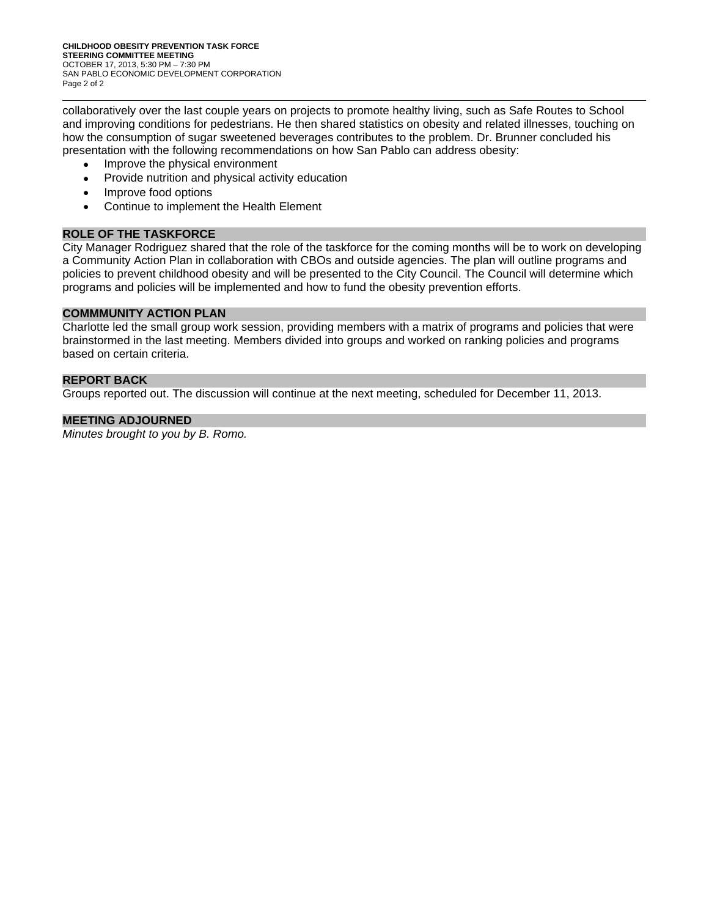collaboratively over the last couple years on projects to promote healthy living, such as Safe Routes to School and improving conditions for pedestrians. He then shared statistics on obesity and related illnesses, touching on how the consumption of sugar sweetened beverages contributes to the problem. Dr. Brunner concluded his presentation with the following recommendations on how San Pablo can address obesity:

- Improve the physical environment
- Provide nutrition and physical activity education
- Improve food options
- Continue to implement the Health Element

## ROLE OF THE TASKFORCE

City Manager Rodriguez shared that the role of the taskforce for the coming months will be to work on developing a Community Action Plan in collaboration with CBOs and outside agencies. The plan will outline programs and policies to prevent childhood obesity and will be presented to the City Council. The Council will determine which programs and policies will be implemented and how to fund the obesity prevention efforts.

## COMMMUNITY ACTION PLAN

Charlotte led the small group work session, providing members with a matrix of programs and policies that were brainstormed in the last meeting. Members divided into groups and worked on ranking policies and programs based on certain criteria.

## REPORT BACK

Groups reported out. The discussion will continue at the next meeting, scheduled for December 11, 2013.

## MEETING ADJOURNED

*Minutes brought to you by B. Romo.*